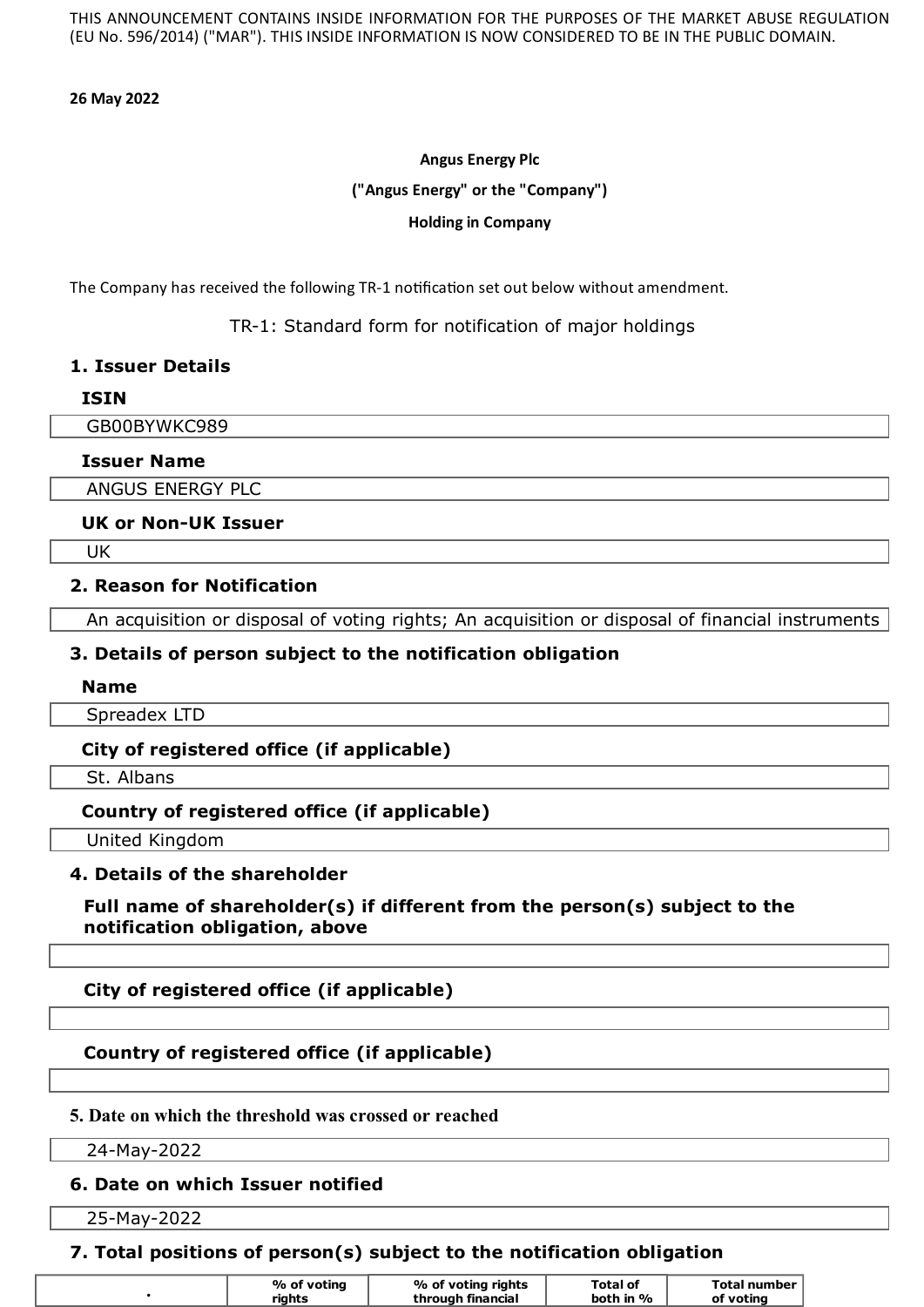THIS ANNOUNCEMENT CONTAINS INSIDE INFORMATION FOR THE PURPOSES OF THE MARKET ABUSE REGULATION (EU No. 596/2014) ("MAR"). THIS INSIDE INFORMATION IS NOW CONSIDERED TO BE IN THE PUBLIC DOMAIN.

**26 May 2022**

**Angus Energy Plc**

**("Angus Energy" or the "Company")**

**Holding in Company**

The Company has received the following TR-1 notification set out below without amendment.

TR-1: Standard form for notification of major holdings

## 1. Issuer Details

### ISIN

GB00BYWKC989

### Issuer Name

ANGUS ENERGY PLC

### UK or Non-UK Issuer

UK

## 2. Reason for Notification

An acquisition or disposal of voting rights; An acquisition or disposal of financial instruments

## 3. Details of person subject to the notification obligation

### Name

Spreadex LTD

### City of registered office (if applicable)

St. Albans

### Country of registered office (if applicable)

United Kingdom

## 4. Details of the shareholder

### Full name of shareholder(s) if different from the person(s) subject to the notification obligation, above

### City of registered office (if applicable)

### Country of registered office (if applicable)

## 5. Date on which the threshold was crossed or reached

24-May-2022

## 6. Date on which Issuer notified

25-May-2022

## 7. Total positions of person(s) subject to the notification obligation

| . | % of voting rights | % of voting rights through financial | Total of both in % | Total number of voting |
|---|---|---|---|---|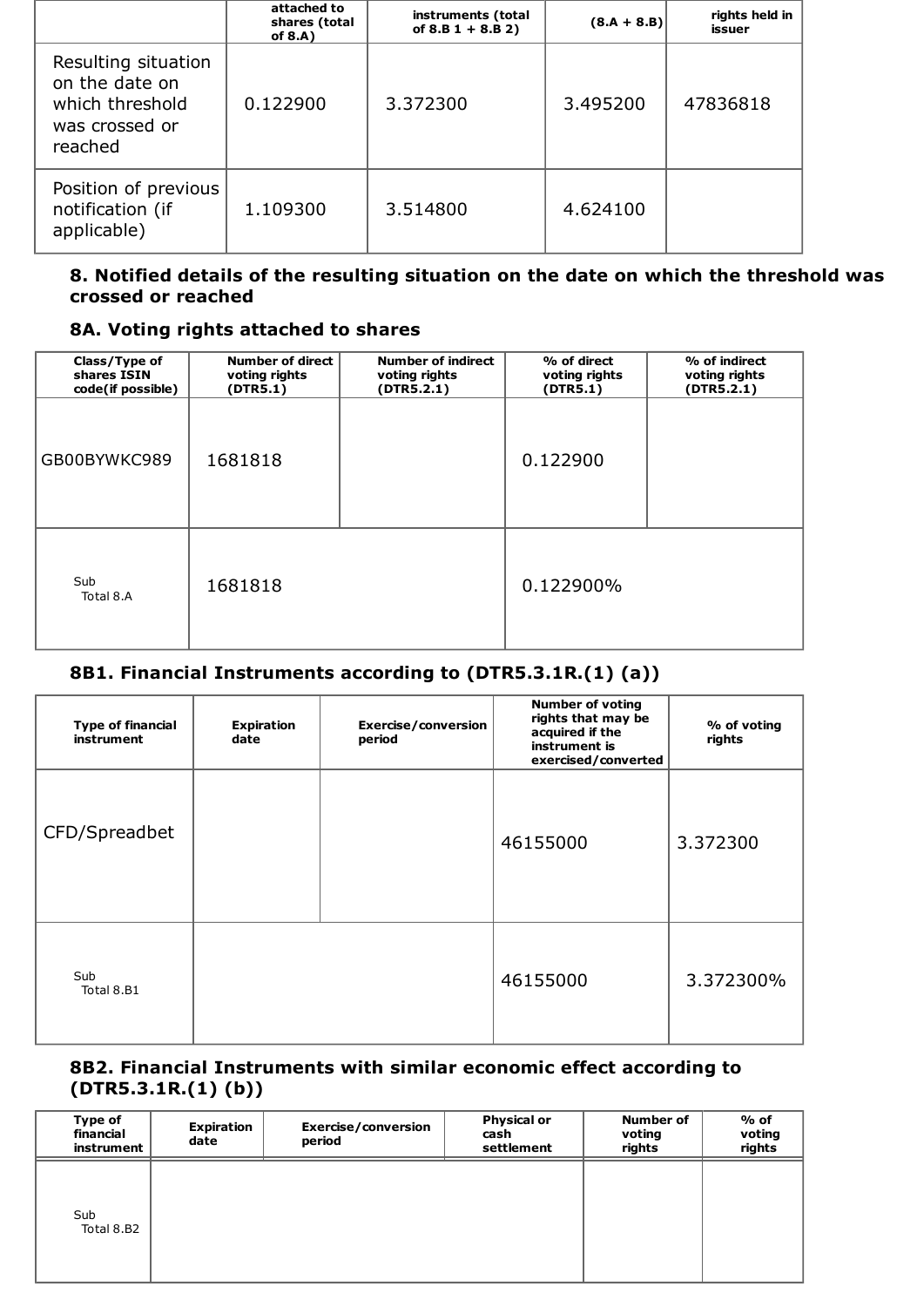| | % of voting rights attached to shares (total of 8.A) | % of voting rights through financial instruments (total of 8.B 1 + 8.B 2) | Total of both in % (8.A + 8.B) | Total number of voting rights held in issuer |
|---|---|---|---|---|
| Resulting situation on the date on which threshold was crossed or reached | 0.122900 | 3.372300 | 3.495200 | 47836818 |
| Position of previous notification (if applicable) | 1.109300 | 3.514800 | 4.624100 | |

### 8. Notified details of the resulting situation on the date on which the threshold was crossed or reached

### 8A. Voting rights attached to shares

| Class/Type of shares ISIN code(if possible) | Number of direct voting rights (DTR5.1) | Number of indirect voting rights (DTR5.2.1) | % of direct voting rights (DTR5.1) | % of indirect voting rights (DTR5.2.1) |
|---|---|---|---|---|
| GB00BYWKC989 | 1681818 | | 0.122900 | |
| Sub Total 8.A | 1681818 | | 0.122900% | |

### 8B1. Financial Instruments according to (DTR5.3.1R.(1) (a))

| Type of financial instrument | Expiration date | Exercise/conversion period | Number of voting rights that may be acquired if the instrument is exercised/converted | % of voting rights |
|---|---|---|---|---|
| CFD/Spreadbet | | | 46155000 | 3.372300 |
| Sub Total 8.B1 | | | 46155000 | 3.372300% |

### 8B2. Financial Instruments with similar economic effect according to (DTR5.3.1R.(1) (b))

| Type of financial instrument | Expiration date | Exercise/conversion period | Physical or cash settlement | Number of voting rights | % of voting rights |
|---|---|---|---|---|---|
| Sub Total 8.B2 | | | | | |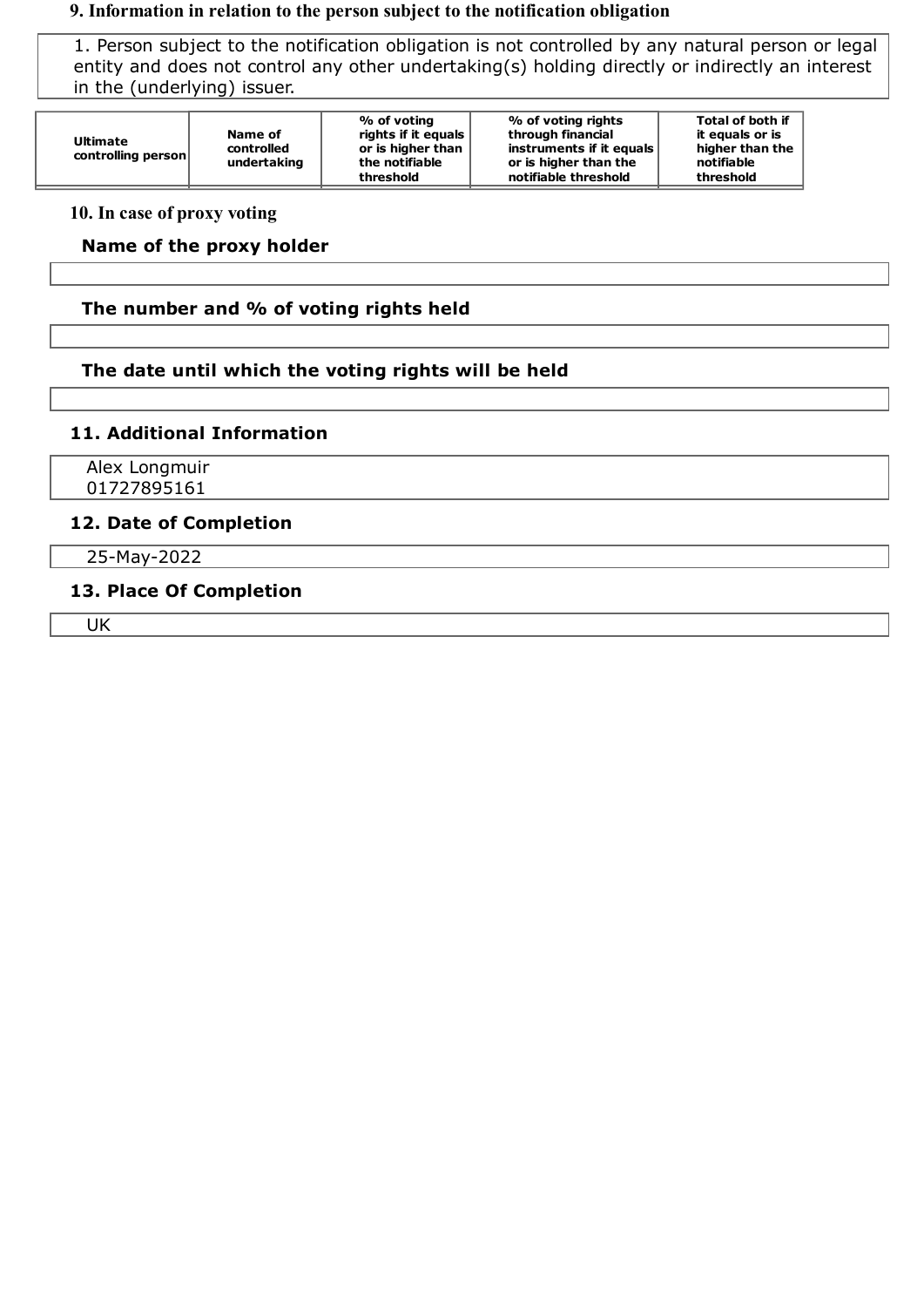### 9. Information in relation to the person subject to the notification obligation

1. Person subject to the notification obligation is not controlled by any natural person or legal entity and does not control any other undertaking(s) holding directly or indirectly an interest in the (underlying) issuer.

| Ultimate controlling person | Name of controlled undertaking | % of voting rights if it equals or is higher than the notifiable threshold | % of voting rights through financial instruments if it equals or is higher than the notifiable threshold | Total of both if it equals or is higher than the notifiable threshold |
|---|---|---|---|---|

### 10. In case of proxy voting

**Name of the proxy holder**

**The number and % of voting rights held**

**The date until which the voting rights will be held**

### 11. Additional Information

Alex Longmuir
01727895161

### 12. Date of Completion

25-May-2022

### 13. Place Of Completion

UK